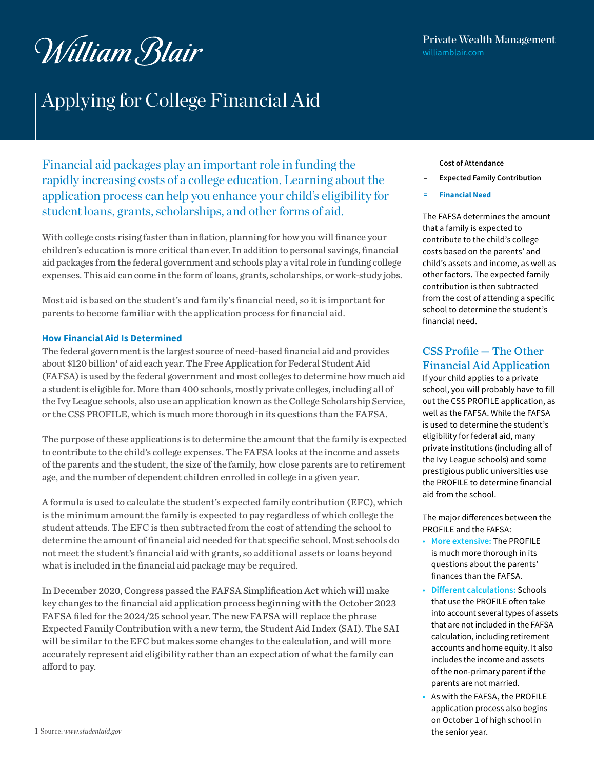William Blair

Private Wealth Management
williamblair.com

# Applying for College Financial Aid

Financial aid packages play an important role in funding the rapidly increasing costs of a college education. Learning about the application process can help you enhance your child's eligibility for student loans, grants, scholarships, and other forms of aid.

With college costs rising faster than inflation, planning for how you will finance your children's education is more critical than ever. In addition to personal savings, financial aid packages from the federal government and schools play a vital role in funding college expenses. This aid can come in the form of loans, grants, scholarships, or work-study jobs.

Most aid is based on the student's and family's financial need, so it is important for parents to become familiar with the application process for financial aid.

### How Financial Aid Is Determined

The federal government is the largest source of need-based financial aid and provides about $120 billion[1] of aid each year. The Free Application for Federal Student Aid (FAFSA) is used by the federal government and most colleges to determine how much aid a student is eligible for. More than 400 schools, mostly private colleges, including all of the Ivy League schools, also use an application known as the College Scholarship Service, or the CSS PROFILE, which is much more thorough in its questions than the FAFSA.

The purpose of these applications is to determine the amount that the family is expected to contribute to the child's college expenses. The FAFSA looks at the income and assets of the parents and the student, the size of the family, how close parents are to retirement age, and the number of dependent children enrolled in college in a given year.

A formula is used to calculate the student's expected family contribution (EFC), which is the minimum amount the family is expected to pay regardless of which college the student attends. The EFC is then subtracted from the cost of attending the school to determine the amount of financial aid needed for that specific school. Most schools do not meet the student's financial aid with grants, so additional assets or loans beyond what is included in the financial aid package may be required.

In December 2020, Congress passed the FAFSA Simplification Act which will make key changes to the financial aid application process beginning with the October 2023 FAFSA filed for the 2024/25 school year. The new FAFSA will replace the phrase Expected Family Contribution with a new term, the Student Aid Index (SAI). The SAI will be similar to the EFC but makes some changes to the calculation, and will more accurately represent aid eligibility rather than an expectation of what the family can afford to pay.

1 Source: *www.studentaid.gov*

**Cost of Attendance**
**– Expected Family Contribution**
**= Financial Need**

The FAFSA determines the amount that a family is expected to contribute to the child's college costs based on the parents' and child's assets and income, as well as other factors. The expected family contribution is then subtracted from the cost of attending a specific school to determine the student's financial need.

## CSS Profile — The Other Financial Aid Application

If your child applies to a private school, you will probably have to fill out the CSS PROFILE application, as well as the FAFSA. While the FAFSA is used to determine the student's eligibility for federal aid, many private institutions (including all of the Ivy League schools) and some prestigious public universities use the PROFILE to determine financial aid from the school.

The major differences between the PROFILE and the FAFSA:

- **More extensive:** The PROFILE is much more thorough in its questions about the parents' finances than the FAFSA.
- **Different calculations:** Schools that use the PROFILE often take into account several types of assets that are not included in the FAFSA calculation, including retirement accounts and home equity. It also includes the income and assets of the non-primary parent if the parents are not married.
- As with the FAFSA, the PROFILE application process also begins on October 1 of high school in the senior year.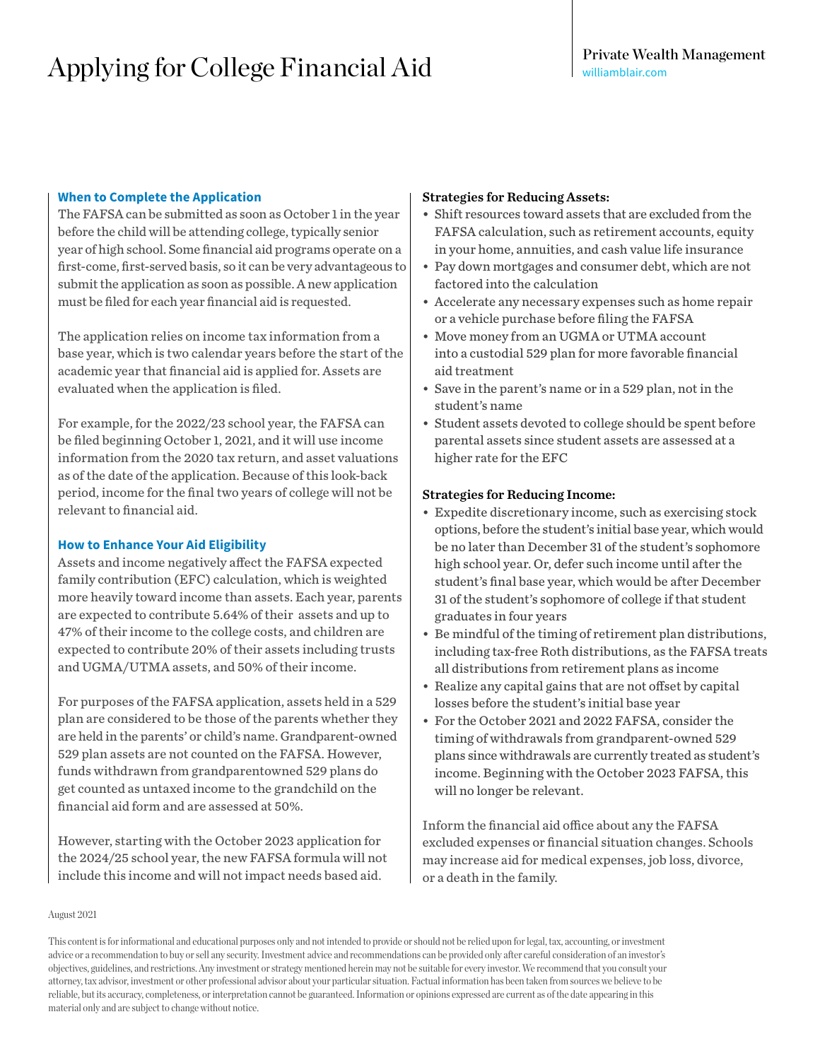# Applying for College Financial Aid

Private Wealth Management
williamblair.com

## When to Complete the Application

The FAFSA can be submitted as soon as October 1 in the year before the child will be attending college, typically senior year of high school. Some financial aid programs operate on a first-come, first-served basis, so it can be very advantageous to submit the application as soon as possible. A new application must be filed for each year financial aid is requested.

The application relies on income tax information from a base year, which is two calendar years before the start of the academic year that financial aid is applied for. Assets are evaluated when the application is filed.

For example, for the 2022/23 school year, the FAFSA can be filed beginning October 1, 2021, and it will use income information from the 2020 tax return, and asset valuations as of the date of the application. Because of this look-back period, income for the final two years of college will not be relevant to financial aid.

## How to Enhance Your Aid Eligibility

Assets and income negatively affect the FAFSA expected family contribution (EFC) calculation, which is weighted more heavily toward income than assets. Each year, parents are expected to contribute 5.64% of their assets and up to 47% of their income to the college costs, and children are expected to contribute 20% of their assets including trusts and UGMA/UTMA assets, and 50% of their income.

For purposes of the FAFSA application, assets held in a 529 plan are considered to be those of the parents whether they are held in the parents' or child's name. Grandparent-owned 529 plan assets are not counted on the FAFSA. However, funds withdrawn from grandparentowned 529 plans do get counted as untaxed income to the grandchild on the financial aid form and are assessed at 50%.

However, starting with the October 2023 application for the 2024/25 school year, the new FAFSA formula will not include this income and will not impact needs based aid.

**Strategies for Reducing Assets:**

- Shift resources toward assets that are excluded from the FAFSA calculation, such as retirement accounts, equity in your home, annuities, and cash value life insurance
- Pay down mortgages and consumer debt, which are not factored into the calculation
- Accelerate any necessary expenses such as home repair or a vehicle purchase before filing the FAFSA
- Move money from an UGMA or UTMA account into a custodial 529 plan for more favorable financial aid treatment
- Save in the parent's name or in a 529 plan, not in the student's name
- Student assets devoted to college should be spent before parental assets since student assets are assessed at a higher rate for the EFC

**Strategies for Reducing Income:**

- Expedite discretionary income, such as exercising stock options, before the student's initial base year, which would be no later than December 31 of the student's sophomore high school year. Or, defer such income until after the student's final base year, which would be after December 31 of the student's sophomore of college if that student graduates in four years
- Be mindful of the timing of retirement plan distributions, including tax-free Roth distributions, as the FAFSA treats all distributions from retirement plans as income
- Realize any capital gains that are not offset by capital losses before the student's initial base year
- For the October 2021 and 2022 FAFSA, consider the timing of withdrawals from grandparent-owned 529 plans since withdrawals are currently treated as student's income. Beginning with the October 2023 FAFSA, this will no longer be relevant.

Inform the financial aid office about any the FAFSA excluded expenses or financial situation changes. Schools may increase aid for medical expenses, job loss, divorce, or a death in the family.

August 2021

This content is for informational and educational purposes only and not intended to provide or should not be relied upon for legal, tax, accounting, or investment advice or a recommendation to buy or sell any security. Investment advice and recommendations can be provided only after careful consideration of an investor's objectives, guidelines, and restrictions. Any investment or strategy mentioned herein may not be suitable for every investor. We recommend that you consult your attorney, tax advisor, investment or other professional advisor about your particular situation. Factual information has been taken from sources we believe to be reliable, but its accuracy, completeness, or interpretation cannot be guaranteed. Information or opinions expressed are current as of the date appearing in this material only and are subject to change without notice.